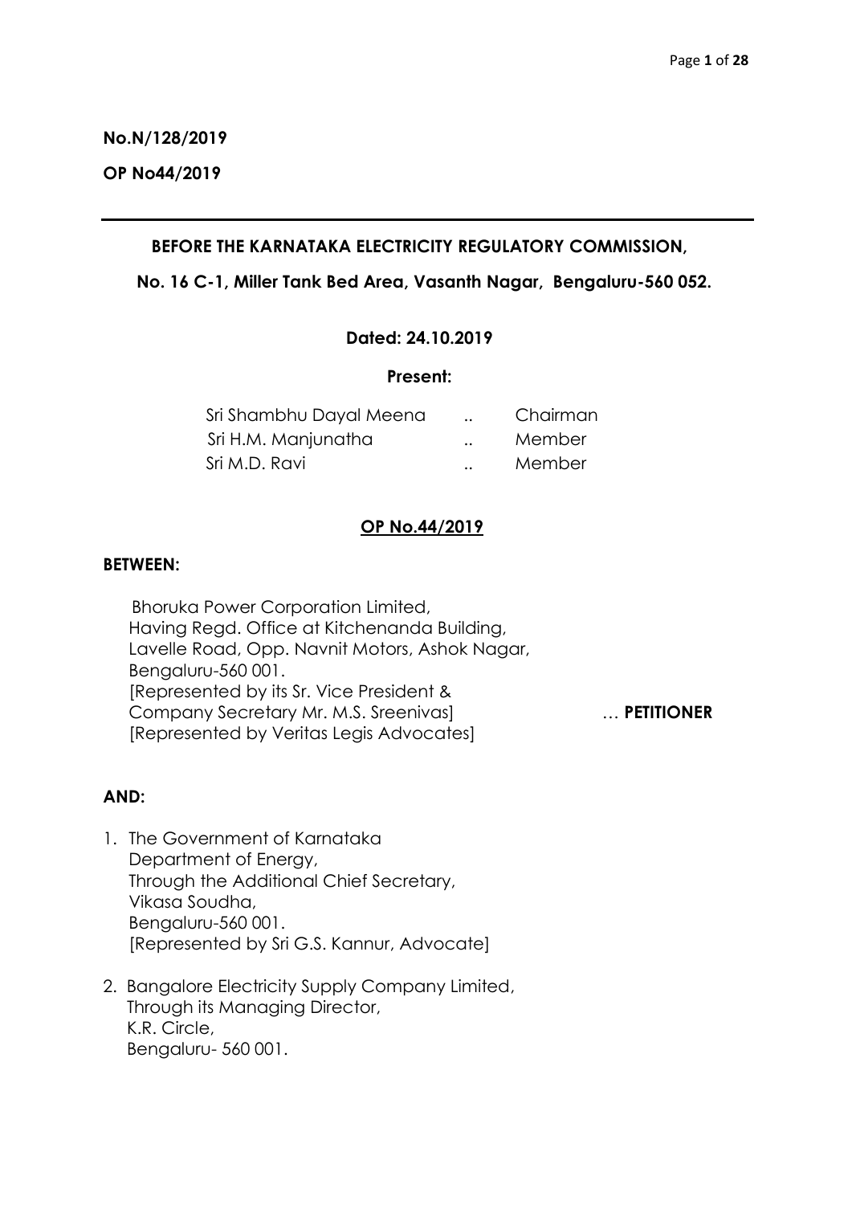**No.N/128/2019**

**OP No44/2019**

---

**BEFORE THE KARNATAKA ELECTRICITY REGULATORY COMMISSION,**

**No. 16 C-1, Miller Tank Bed Area, Vasanth Nagar, Bengaluru-560 052.**

**Dated: 24.10.2019**

**Present:**

| | | |
|---|---|---|
| Sri Shambhu Dayal Meena | .. | Chairman |
| Sri H.M. Manjunatha | .. | Member |
| Sri M.D. Ravi | .. | Member |

**OP No.44/2019**

**BETWEEN:**

Bhoruka Power Corporation Limited,
Having Regd. Office at Kitchenanda Building,
Lavelle Road, Opp. Navnit Motors, Ashok Nagar,
Bengaluru-560 001.
[Represented by its Sr. Vice President &
Company Secretary Mr. M.S. Sreenivas] … **PETITIONER**
[Represented by Veritas Legis Advocates]

**AND:**

1. The Government of Karnataka
   Department of Energy,
   Through the Additional Chief Secretary,
   Vikasa Soudha,
   Bengaluru-560 001.
   [Represented by Sri G.S. Kannur, Advocate]

2. Bangalore Electricity Supply Company Limited,
   Through its Managing Director,
   K.R. Circle,
   Bengaluru- 560 001.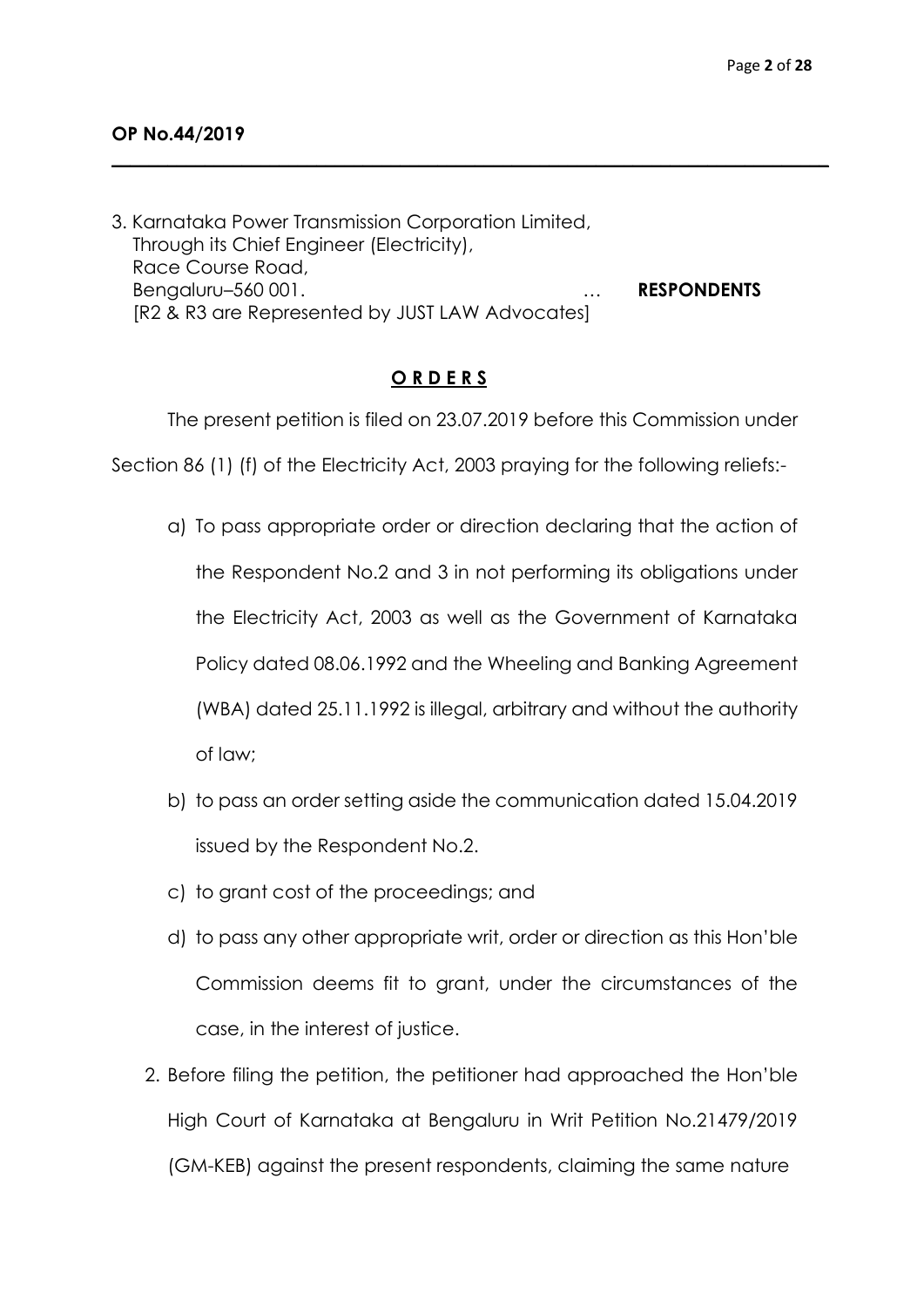**OP No.44/2019**

3. Karnataka Power Transmission Corporation Limited,
   Through its Chief Engineer (Electricity),
   Race Course Road,
   Bengaluru–560 001. … **RESPONDENTS**
   [R2 & R3 are Represented by JUST LAW Advocates]

**O R D E R S**

The present petition is filed on 23.07.2019 before this Commission under Section 86 (1) (f) of the Electricity Act, 2003 praying for the following reliefs:-

a) To pass appropriate order or direction declaring that the action of the Respondent No.2 and 3 in not performing its obligations under the Electricity Act, 2003 as well as the Government of Karnataka Policy dated 08.06.1992 and the Wheeling and Banking Agreement (WBA) dated 25.11.1992 is illegal, arbitrary and without the authority of law;

b) to pass an order setting aside the communication dated 15.04.2019 issued by the Respondent No.2.

c) to grant cost of the proceedings; and

d) to pass any other appropriate writ, order or direction as this Hon'ble Commission deems fit to grant, under the circumstances of the case, in the interest of justice.

2. Before filing the petition, the petitioner had approached the Hon'ble High Court of Karnataka at Bengaluru in Writ Petition No.21479/2019 (GM-KEB) against the present respondents, claiming the same nature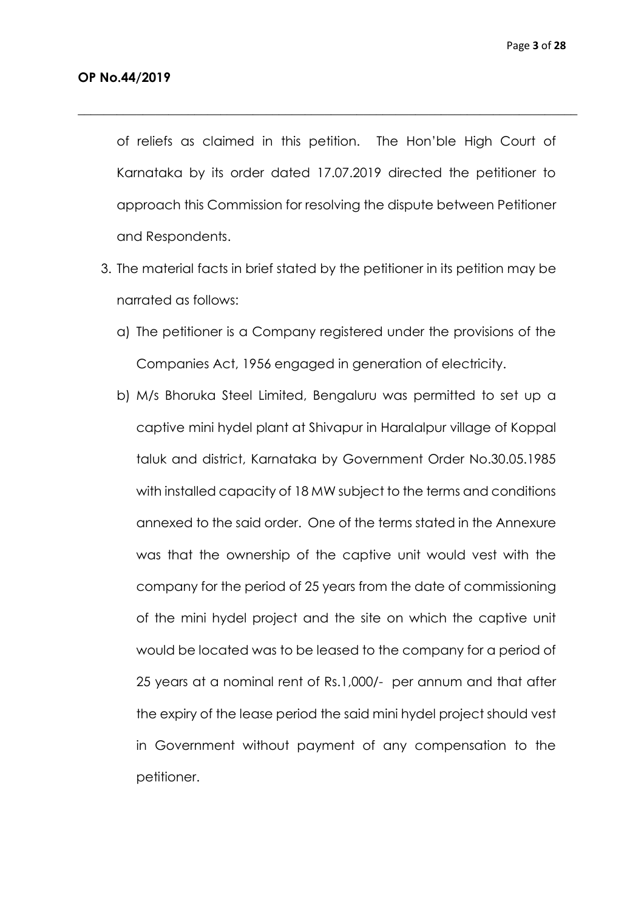of reliefs as claimed in this petition. The Hon'ble High Court of Karnataka by its order dated 17.07.2019 directed the petitioner to approach this Commission for resolving the dispute between Petitioner and Respondents.

3. The material facts in brief stated by the petitioner in its petition may be narrated as follows:

   a) The petitioner is a Company registered under the provisions of the Companies Act, 1956 engaged in generation of electricity.

   b) M/s Bhoruka Steel Limited, Bengaluru was permitted to set up a captive mini hydel plant at Shivapur in Haralalpur village of Koppal taluk and district, Karnataka by Government Order No.30.05.1985 with installed capacity of 18 MW subject to the terms and conditions annexed to the said order. One of the terms stated in the Annexure was that the ownership of the captive unit would vest with the company for the period of 25 years from the date of commissioning of the mini hydel project and the site on which the captive unit would be located was to be leased to the company for a period of 25 years at a nominal rent of Rs.1,000/- per annum and that after the expiry of the lease period the said mini hydel project should vest in Government without payment of any compensation to the petitioner.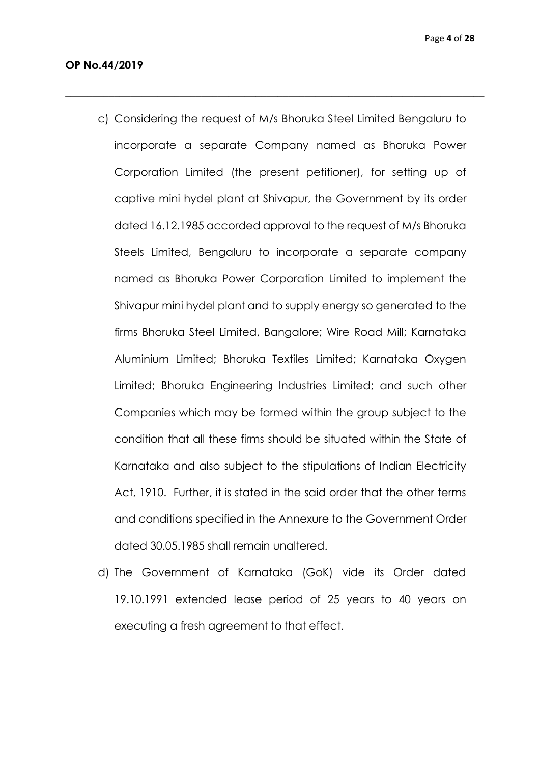c) Considering the request of M/s Bhoruka Steel Limited Bengaluru to incorporate a separate Company named as Bhoruka Power Corporation Limited (the present petitioner), for setting up of captive mini hydel plant at Shivapur, the Government by its order dated 16.12.1985 accorded approval to the request of M/s Bhoruka Steels Limited, Bengaluru to incorporate a separate company named as Bhoruka Power Corporation Limited to implement the Shivapur mini hydel plant and to supply energy so generated to the firms Bhoruka Steel Limited, Bangalore; Wire Road Mill; Karnataka Aluminium Limited; Bhoruka Textiles Limited; Karnataka Oxygen Limited; Bhoruka Engineering Industries Limited; and such other Companies which may be formed within the group subject to the condition that all these firms should be situated within the State of Karnataka and also subject to the stipulations of Indian Electricity Act, 1910. Further, it is stated in the said order that the other terms and conditions specified in the Annexure to the Government Order dated 30.05.1985 shall remain unaltered.

d) The Government of Karnataka (GoK) vide its Order dated 19.10.1991 extended lease period of 25 years to 40 years on executing a fresh agreement to that effect.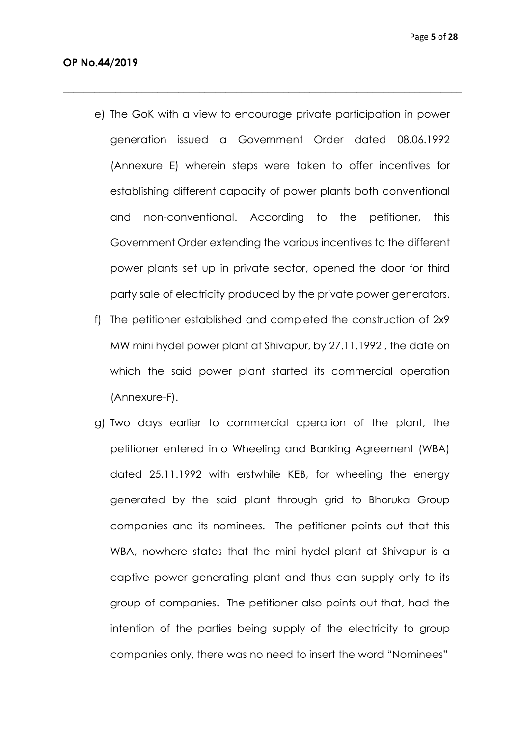e) The GoK with a view to encourage private participation in power generation issued a Government Order dated 08.06.1992 (Annexure E) wherein steps were taken to offer incentives for establishing different capacity of power plants both conventional and non-conventional. According to the petitioner, this Government Order extending the various incentives to the different power plants set up in private sector, opened the door for third party sale of electricity produced by the private power generators.

f) The petitioner established and completed the construction of 2x9 MW mini hydel power plant at Shivapur, by 27.11.1992 , the date on which the said power plant started its commercial operation (Annexure-F).

g) Two days earlier to commercial operation of the plant, the petitioner entered into Wheeling and Banking Agreement (WBA) dated 25.11.1992 with erstwhile KEB, for wheeling the energy generated by the said plant through grid to Bhoruka Group companies and its nominees. The petitioner points out that this WBA, nowhere states that the mini hydel plant at Shivapur is a captive power generating plant and thus can supply only to its group of companies. The petitioner also points out that, had the intention of the parties being supply of the electricity to group companies only, there was no need to insert the word "Nominees"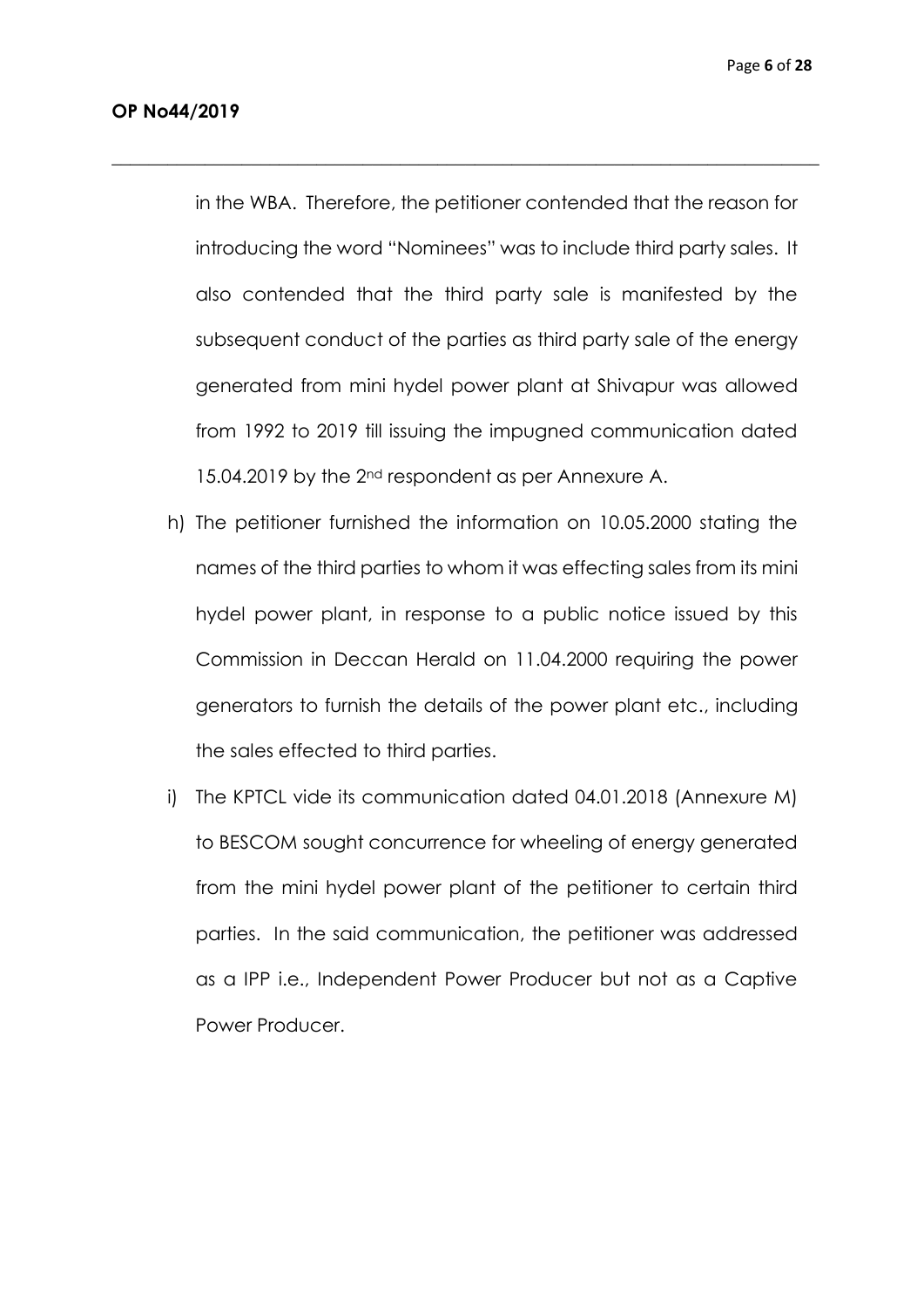in the WBA. Therefore, the petitioner contended that the reason for introducing the word "Nominees" was to include third party sales. It also contended that the third party sale is manifested by the subsequent conduct of the parties as third party sale of the energy generated from mini hydel power plant at Shivapur was allowed from 1992 to 2019 till issuing the impugned communication dated 15.04.2019 by the 2nd respondent as per Annexure A.

h) The petitioner furnished the information on 10.05.2000 stating the names of the third parties to whom it was effecting sales from its mini hydel power plant, in response to a public notice issued by this Commission in Deccan Herald on 11.04.2000 requiring the power generators to furnish the details of the power plant etc., including the sales effected to third parties.

i) The KPTCL vide its communication dated 04.01.2018 (Annexure M) to BESCOM sought concurrence for wheeling of energy generated from the mini hydel power plant of the petitioner to certain third parties. In the said communication, the petitioner was addressed as a IPP i.e., Independent Power Producer but not as a Captive Power Producer.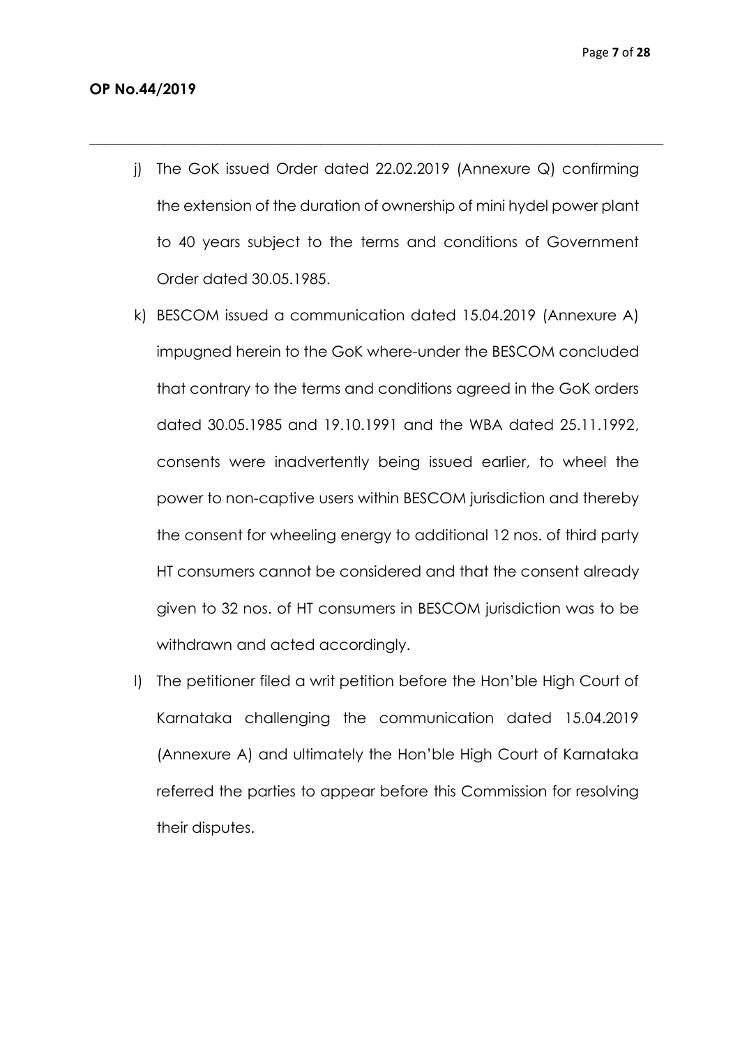j) The GoK issued Order dated 22.02.2019 (Annexure Q) confirming the extension of the duration of ownership of mini hydel power plant to 40 years subject to the terms and conditions of Government Order dated 30.05.1985.

k) BESCOM issued a communication dated 15.04.2019 (Annexure A) impugned herein to the GoK where-under the BESCOM concluded that contrary to the terms and conditions agreed in the GoK orders dated 30.05.1985 and 19.10.1991 and the WBA dated 25.11.1992, consents were inadvertently being issued earlier, to wheel the power to non-captive users within BESCOM jurisdiction and thereby the consent for wheeling energy to additional 12 nos. of third party HT consumers cannot be considered and that the consent already given to 32 nos. of HT consumers in BESCOM jurisdiction was to be withdrawn and acted accordingly.

l) The petitioner filed a writ petition before the Hon'ble High Court of Karnataka challenging the communication dated 15.04.2019 (Annexure A) and ultimately the Hon'ble High Court of Karnataka referred the parties to appear before this Commission for resolving their disputes.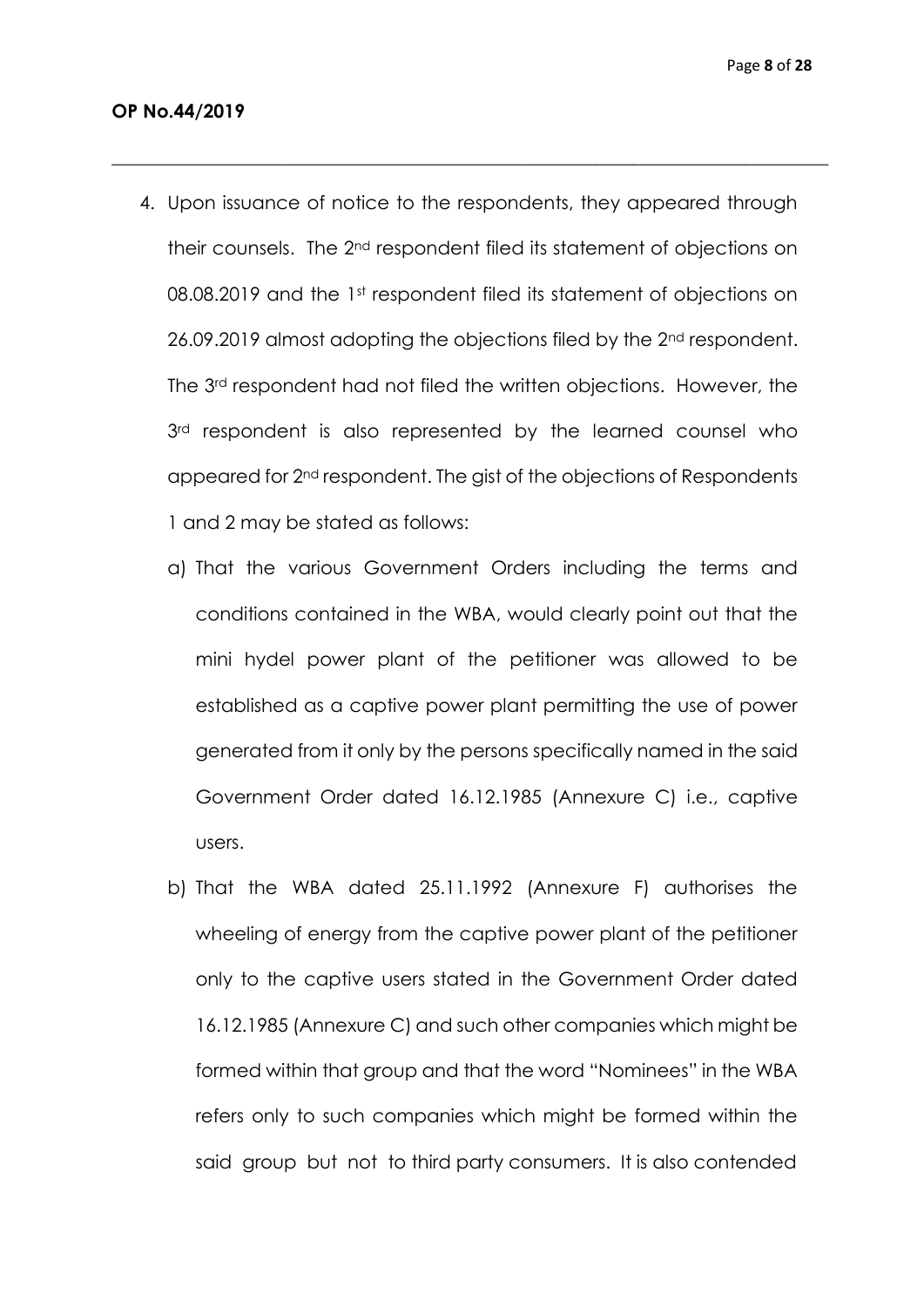4. Upon issuance of notice to the respondents, they appeared through their counsels. The 2nd respondent filed its statement of objections on 08.08.2019 and the 1st respondent filed its statement of objections on 26.09.2019 almost adopting the objections filed by the 2nd respondent. The 3rd respondent had not filed the written objections. However, the 3rd respondent is also represented by the learned counsel who appeared for 2nd respondent. The gist of the objections of Respondents 1 and 2 may be stated as follows:

   a) That the various Government Orders including the terms and conditions contained in the WBA, would clearly point out that the mini hydel power plant of the petitioner was allowed to be established as a captive power plant permitting the use of power generated from it only by the persons specifically named in the said Government Order dated 16.12.1985 (Annexure C) i.e., captive users.

   b) That the WBA dated 25.11.1992 (Annexure F) authorises the wheeling of energy from the captive power plant of the petitioner only to the captive users stated in the Government Order dated 16.12.1985 (Annexure C) and such other companies which might be formed within that group and that the word "Nominees" in the WBA refers only to such companies which might be formed within the said group but not to third party consumers. It is also contended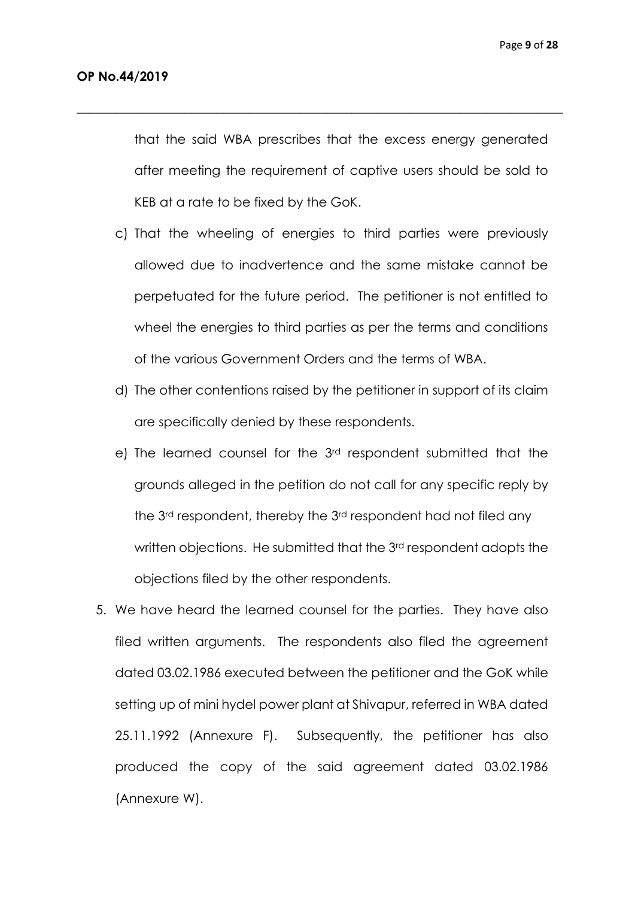that the said WBA prescribes that the excess energy generated after meeting the requirement of captive users should be sold to KEB at a rate to be fixed by the GoK.

c) That the wheeling of energies to third parties were previously allowed due to inadvertence and the same mistake cannot be perpetuated for the future period. The petitioner is not entitled to wheel the energies to third parties as per the terms and conditions of the various Government Orders and the terms of WBA.

d) The other contentions raised by the petitioner in support of its claim are specifically denied by these respondents.

e) The learned counsel for the 3rd respondent submitted that the grounds alleged in the petition do not call for any specific reply by the 3rd respondent, thereby the 3rd respondent had not filed any written objections. He submitted that the 3rd respondent adopts the objections filed by the other respondents.

5. We have heard the learned counsel for the parties. They have also filed written arguments. The respondents also filed the agreement dated 03.02.1986 executed between the petitioner and the GoK while setting up of mini hydel power plant at Shivapur, referred in WBA dated 25.11.1992 (Annexure F). Subsequently, the petitioner has also produced the copy of the said agreement dated 03.02.1986 (Annexure W).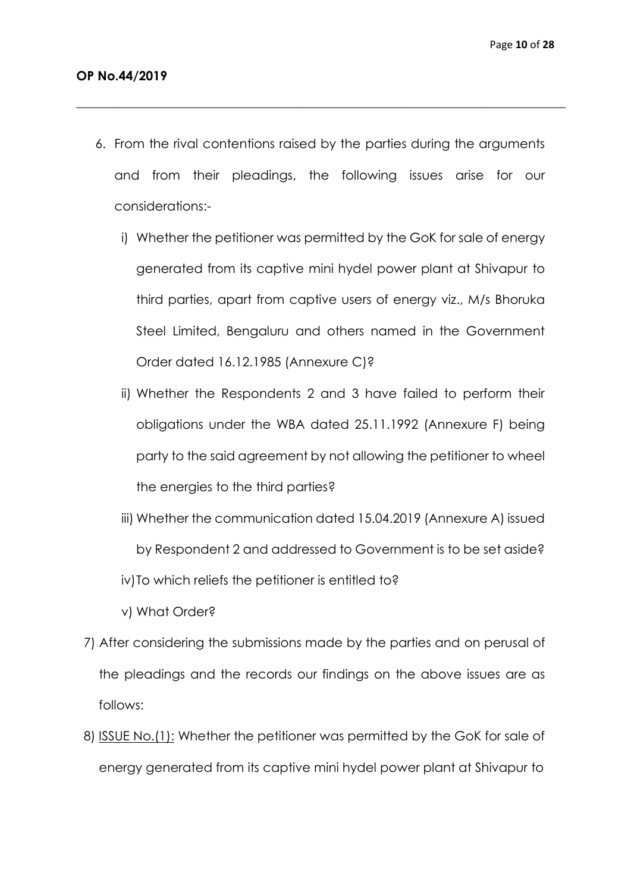6. From the rival contentions raised by the parties during the arguments and from their pleadings, the following issues arise for our considerations:-

   i) Whether the petitioner was permitted by the GoK for sale of energy generated from its captive mini hydel power plant at Shivapur to third parties, apart from captive users of energy viz., M/s Bhoruka Steel Limited, Bengaluru and others named in the Government Order dated 16.12.1985 (Annexure C)?

   ii) Whether the Respondents 2 and 3 have failed to perform their obligations under the WBA dated 25.11.1992 (Annexure F) being party to the said agreement by not allowing the petitioner to wheel the energies to the third parties?

   iii) Whether the communication dated 15.04.2019 (Annexure A) issued by Respondent 2 and addressed to Government is to be set aside?

   iv) To which reliefs the petitioner is entitled to?

   v) What Order?

7) After considering the submissions made by the parties and on perusal of the pleadings and the records our findings on the above issues are as follows:

8) <u>ISSUE No.(1):</u> Whether the petitioner was permitted by the GoK for sale of energy generated from its captive mini hydel power plant at Shivapur to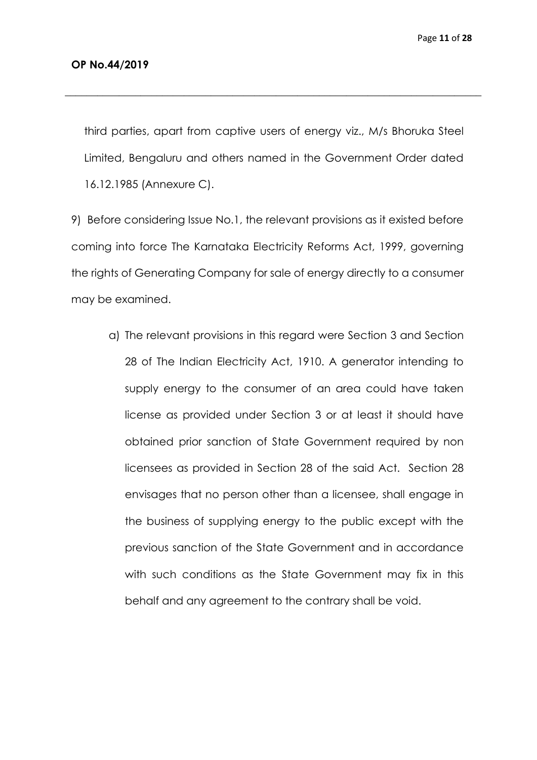third parties, apart from captive users of energy viz., M/s Bhoruka Steel Limited, Bengaluru and others named in the Government Order dated 16.12.1985 (Annexure C).

9) Before considering Issue No.1, the relevant provisions as it existed before coming into force The Karnataka Electricity Reforms Act, 1999, governing the rights of Generating Company for sale of energy directly to a consumer may be examined.

a) The relevant provisions in this regard were Section 3 and Section 28 of The Indian Electricity Act, 1910. A generator intending to supply energy to the consumer of an area could have taken license as provided under Section 3 or at least it should have obtained prior sanction of State Government required by non licensees as provided in Section 28 of the said Act. Section 28 envisages that no person other than a licensee, shall engage in the business of supplying energy to the public except with the previous sanction of the State Government and in accordance with such conditions as the State Government may fix in this behalf and any agreement to the contrary shall be void.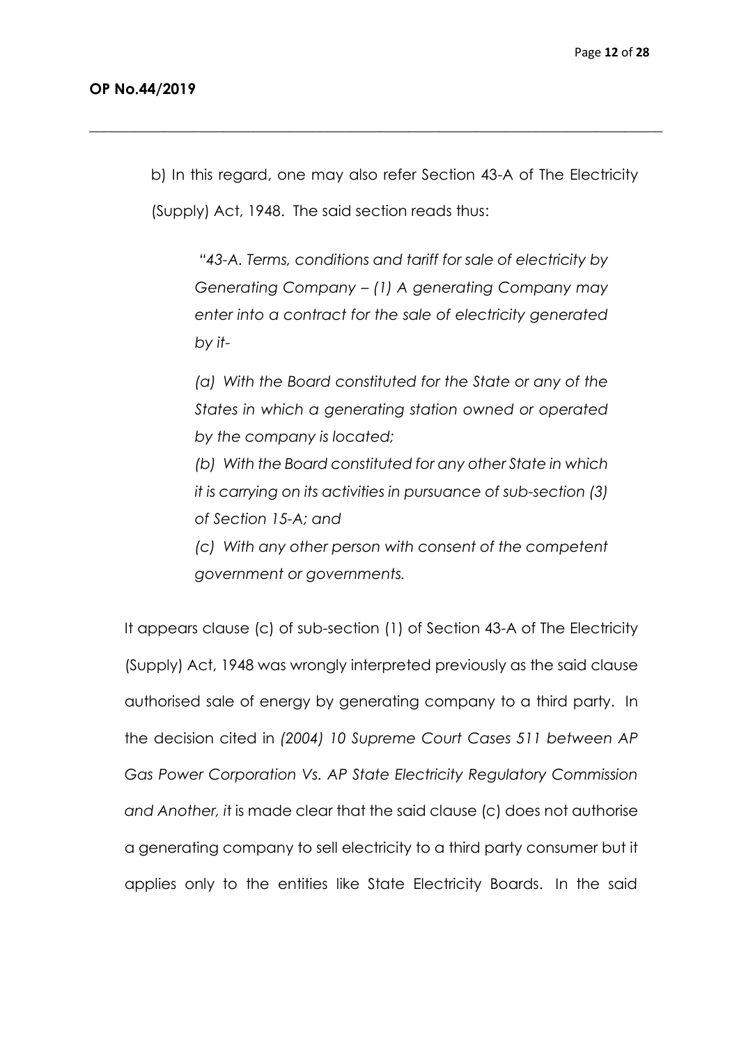b) In this regard, one may also refer Section 43-A of The Electricity (Supply) Act, 1948. The said section reads thus:

> *"43-A. Terms, conditions and tariff for sale of electricity by Generating Company – (1) A generating Company may enter into a contract for the sale of electricity generated by it-*
>
> *(a) With the Board constituted for the State or any of the States in which a generating station owned or operated by the company is located;*
>
> *(b) With the Board constituted for any other State in which it is carrying on its activities in pursuance of sub-section (3) of Section 15-A; and*
>
> *(c) With any other person with consent of the competent government or governments.*

It appears clause (c) of sub-section (1) of Section 43-A of The Electricity (Supply) Act, 1948 was wrongly interpreted previously as the said clause authorised sale of energy by generating company to a third party. In the decision cited in *(2004) 10 Supreme Court Cases 511 between AP Gas Power Corporation Vs. AP State Electricity Regulatory Commission and Another, i*t is made clear that the said clause (c) does not authorise a generating company to sell electricity to a third party consumer but it applies only to the entities like State Electricity Boards. In the said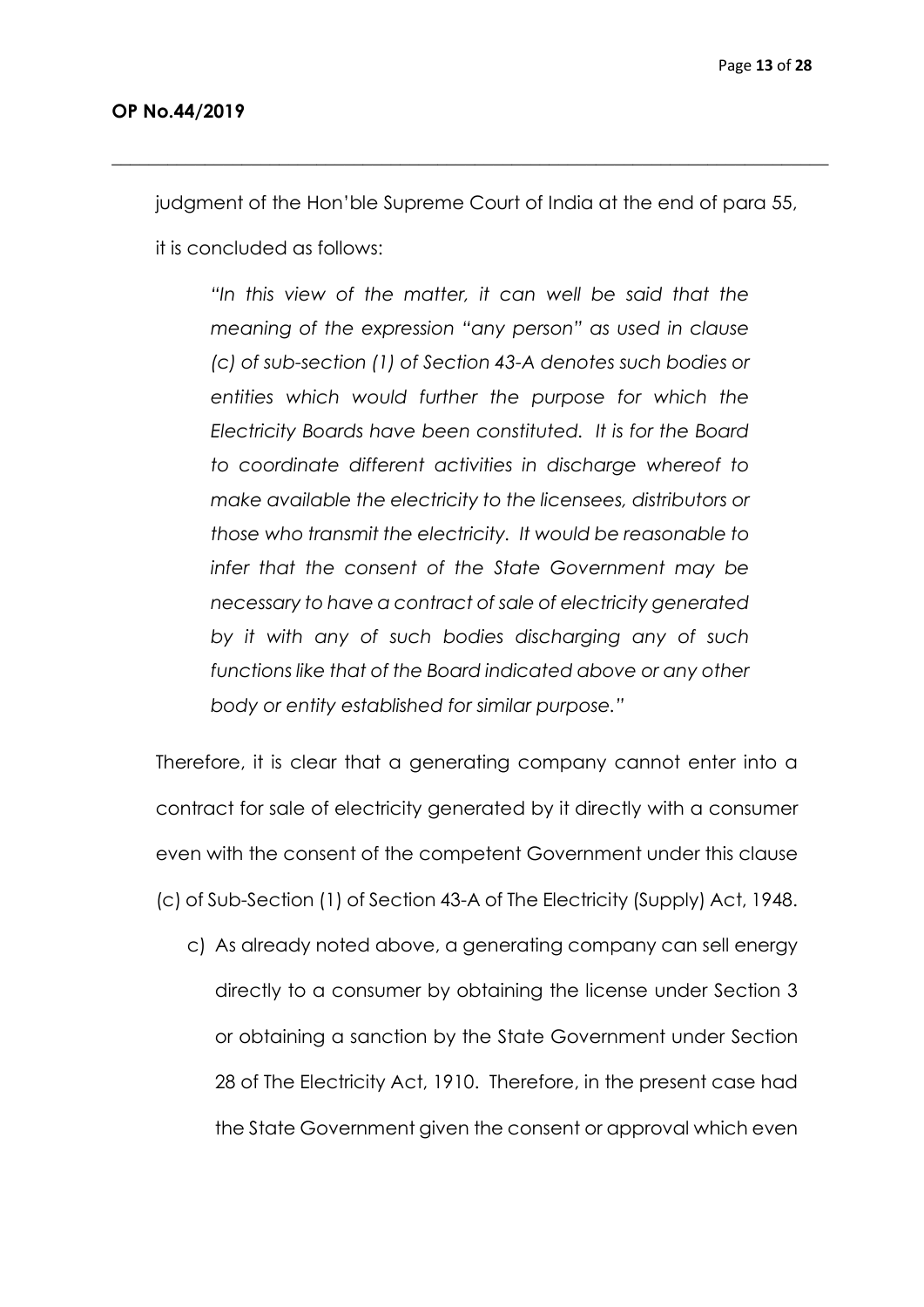judgment of the Hon'ble Supreme Court of India at the end of para 55, it is concluded as follows:

> *"In this view of the matter, it can well be said that the meaning of the expression "any person" as used in clause (c) of sub-section (1) of Section 43-A denotes such bodies or entities which would further the purpose for which the Electricity Boards have been constituted. It is for the Board to coordinate different activities in discharge whereof to make available the electricity to the licensees, distributors or those who transmit the electricity. It would be reasonable to infer that the consent of the State Government may be necessary to have a contract of sale of electricity generated by it with any of such bodies discharging any of such functions like that of the Board indicated above or any other body or entity established for similar purpose."*

Therefore, it is clear that a generating company cannot enter into a contract for sale of electricity generated by it directly with a consumer even with the consent of the competent Government under this clause (c) of Sub-Section (1) of Section 43-A of The Electricity (Supply) Act, 1948.

c) As already noted above, a generating company can sell energy directly to a consumer by obtaining the license under Section 3 or obtaining a sanction by the State Government under Section 28 of The Electricity Act, 1910. Therefore, in the present case had the State Government given the consent or approval which even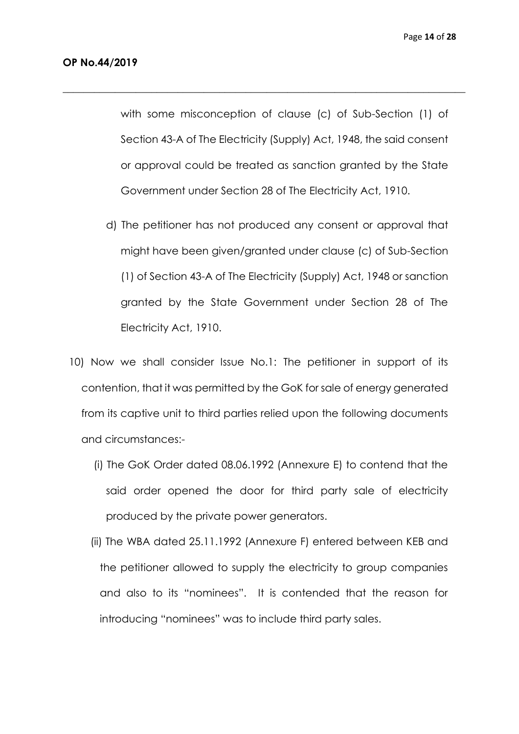with some misconception of clause (c) of Sub-Section (1) of Section 43-A of The Electricity (Supply) Act, 1948, the said consent or approval could be treated as sanction granted by the State Government under Section 28 of The Electricity Act, 1910.

d) The petitioner has not produced any consent or approval that might have been given/granted under clause (c) of Sub-Section (1) of Section 43-A of The Electricity (Supply) Act, 1948 or sanction granted by the State Government under Section 28 of The Electricity Act, 1910.

10) Now we shall consider Issue No.1: The petitioner in support of its contention, that it was permitted by the GoK for sale of energy generated from its captive unit to third parties relied upon the following documents and circumstances:-

(i) The GoK Order dated 08.06.1992 (Annexure E) to contend that the said order opened the door for third party sale of electricity produced by the private power generators.

(ii) The WBA dated 25.11.1992 (Annexure F) entered between KEB and the petitioner allowed to supply the electricity to group companies and also to its "nominees". It is contended that the reason for introducing "nominees" was to include third party sales.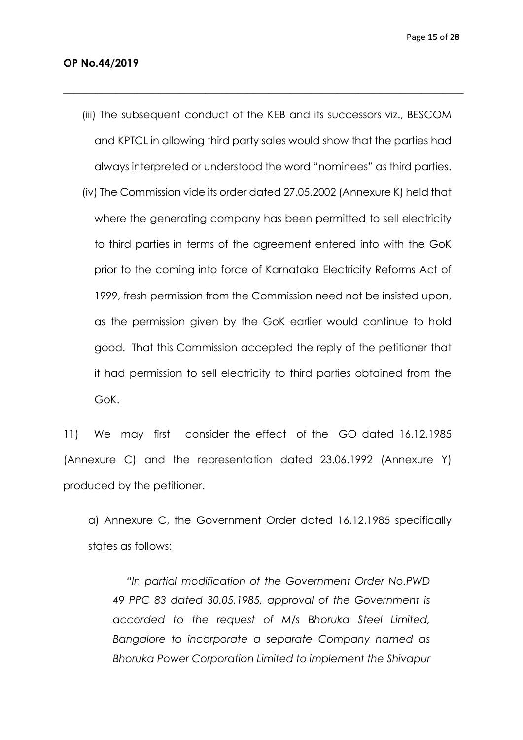(iii) The subsequent conduct of the KEB and its successors viz., BESCOM and KPTCL in allowing third party sales would show that the parties had always interpreted or understood the word "nominees" as third parties.

(iv) The Commission vide its order dated 27.05.2002 (Annexure K) held that where the generating company has been permitted to sell electricity to third parties in terms of the agreement entered into with the GoK prior to the coming into force of Karnataka Electricity Reforms Act of 1999, fresh permission from the Commission need not be insisted upon, as the permission given by the GoK earlier would continue to hold good. That this Commission accepted the reply of the petitioner that it had permission to sell electricity to third parties obtained from the GoK.

11) We may first consider the effect of the GO dated 16.12.1985 (Annexure C) and the representation dated 23.06.1992 (Annexure Y) produced by the petitioner.

a) Annexure C, the Government Order dated 16.12.1985 specifically states as follows:

> *"In partial modification of the Government Order No.PWD 49 PPC 83 dated 30.05.1985, approval of the Government is accorded to the request of M/s Bhoruka Steel Limited, Bangalore to incorporate a separate Company named as Bhoruka Power Corporation Limited to implement the Shivapur*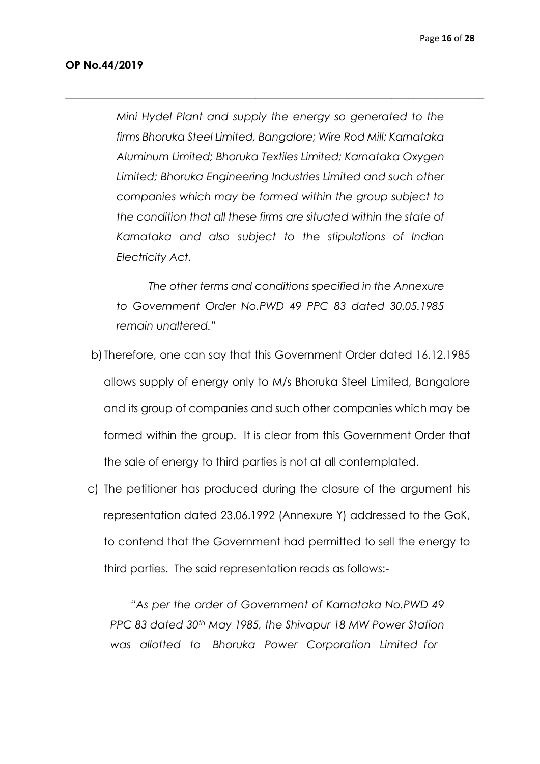*Mini Hydel Plant and supply the energy so generated to the firms Bhoruka Steel Limited, Bangalore; Wire Rod Mill; Karnataka Aluminum Limited; Bhoruka Textiles Limited; Karnataka Oxygen Limited; Bhoruka Engineering Industries Limited and such other companies which may be formed within the group subject to the condition that all these firms are situated within the state of Karnataka and also subject to the stipulations of Indian Electricity Act.*

*The other terms and conditions specified in the Annexure to Government Order No.PWD 49 PPC 83 dated 30.05.1985 remain unaltered."*

b) Therefore, one can say that this Government Order dated 16.12.1985 allows supply of energy only to M/s Bhoruka Steel Limited, Bangalore and its group of companies and such other companies which may be formed within the group. It is clear from this Government Order that the sale of energy to third parties is not at all contemplated.

c) The petitioner has produced during the closure of the argument his representation dated 23.06.1992 (Annexure Y) addressed to the GoK, to contend that the Government had permitted to sell the energy to third parties. The said representation reads as follows:-

*"As per the order of Government of Karnataka No.PWD 49 PPC 83 dated 30th May 1985, the Shivapur 18 MW Power Station was allotted to Bhoruka Power Corporation Limited for*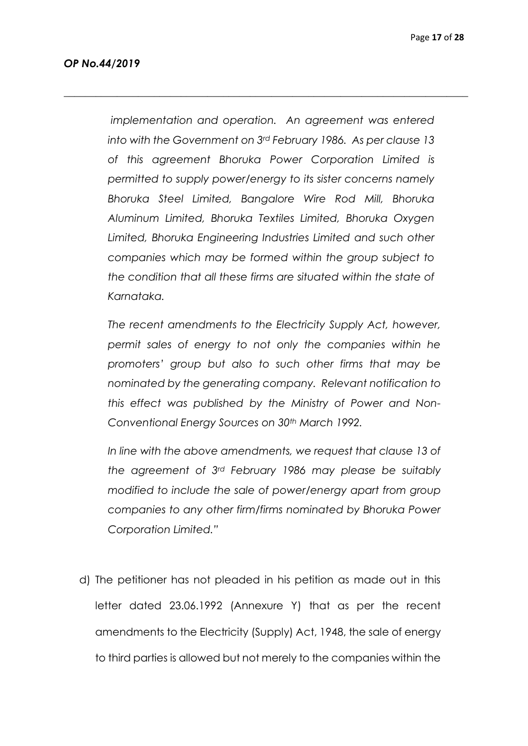*implementation and operation. An agreement was entered into with the Government on 3rd February 1986. As per clause 13 of this agreement Bhoruka Power Corporation Limited is permitted to supply power/energy to its sister concerns namely Bhoruka Steel Limited, Bangalore Wire Rod Mill, Bhoruka Aluminum Limited, Bhoruka Textiles Limited, Bhoruka Oxygen Limited, Bhoruka Engineering Industries Limited and such other companies which may be formed within the group subject to the condition that all these firms are situated within the state of Karnataka.*

*The recent amendments to the Electricity Supply Act, however, permit sales of energy to not only the companies within he promoters' group but also to such other firms that may be nominated by the generating company. Relevant notification to this effect was published by the Ministry of Power and Non-Conventional Energy Sources on 30th March 1992.*

*In line with the above amendments, we request that clause 13 of the agreement of 3rd February 1986 may please be suitably modified to include the sale of power/energy apart from group companies to any other firm/firms nominated by Bhoruka Power Corporation Limited."*

d) The petitioner has not pleaded in his petition as made out in this letter dated 23.06.1992 (Annexure Y) that as per the recent amendments to the Electricity (Supply) Act, 1948, the sale of energy to third parties is allowed but not merely to the companies within the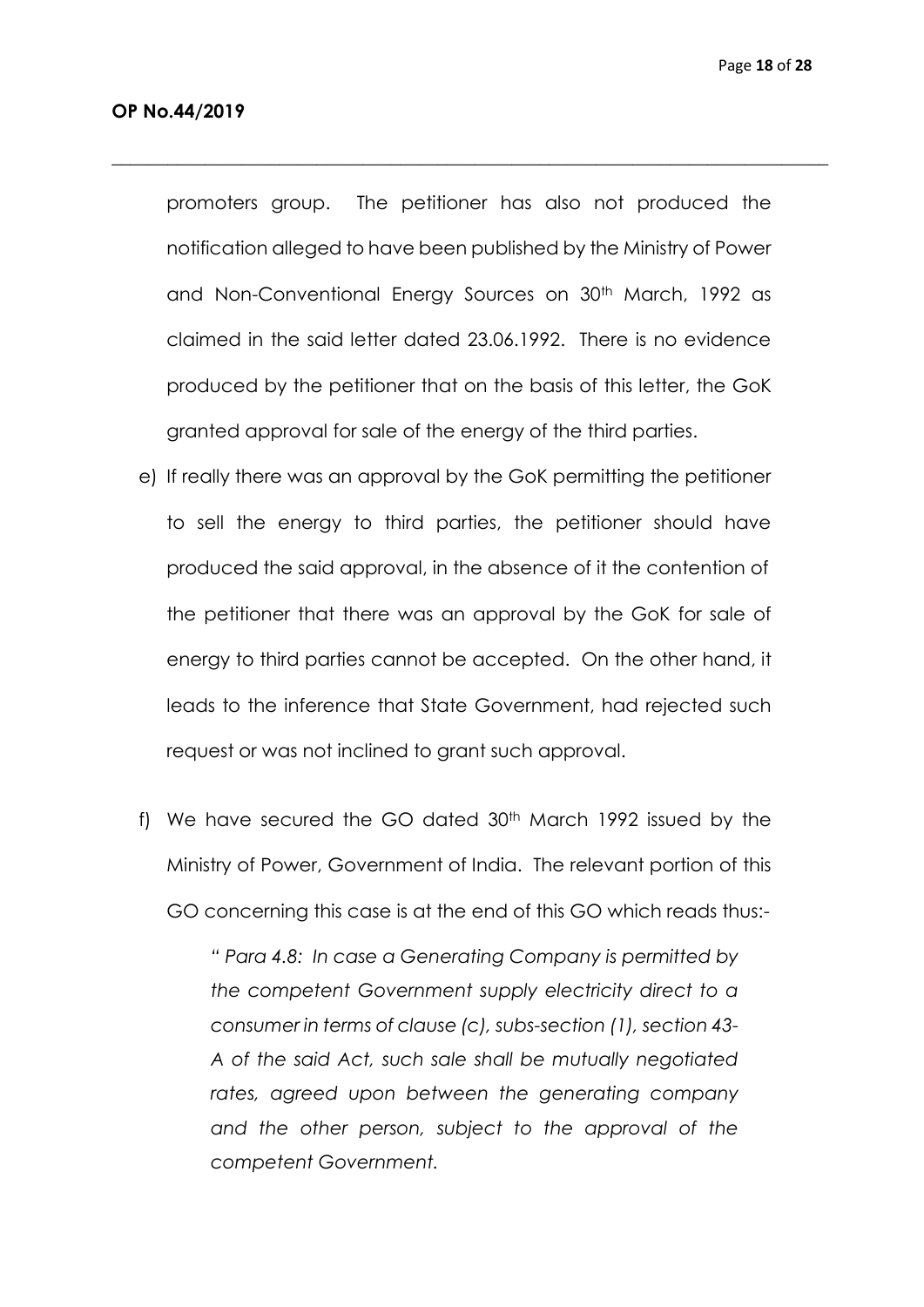promoters group. The petitioner has also not produced the notification alleged to have been published by the Ministry of Power and Non-Conventional Energy Sources on 30th March, 1992 as claimed in the said letter dated 23.06.1992. There is no evidence produced by the petitioner that on the basis of this letter, the GoK granted approval for sale of the energy of the third parties.

e) If really there was an approval by the GoK permitting the petitioner to sell the energy to third parties, the petitioner should have produced the said approval, in the absence of it the contention of the petitioner that there was an approval by the GoK for sale of energy to third parties cannot be accepted. On the other hand, it leads to the inference that State Government, had rejected such request or was not inclined to grant such approval.

f) We have secured the GO dated 30th March 1992 issued by the Ministry of Power, Government of India. The relevant portion of this GO concerning this case is at the end of this GO which reads thus:-

   *" Para 4.8: In case a Generating Company is permitted by the competent Government supply electricity direct to a consumer in terms of clause (c), subs-section (1), section 43-A of the said Act, such sale shall be mutually negotiated rates, agreed upon between the generating company and the other person, subject to the approval of the competent Government.*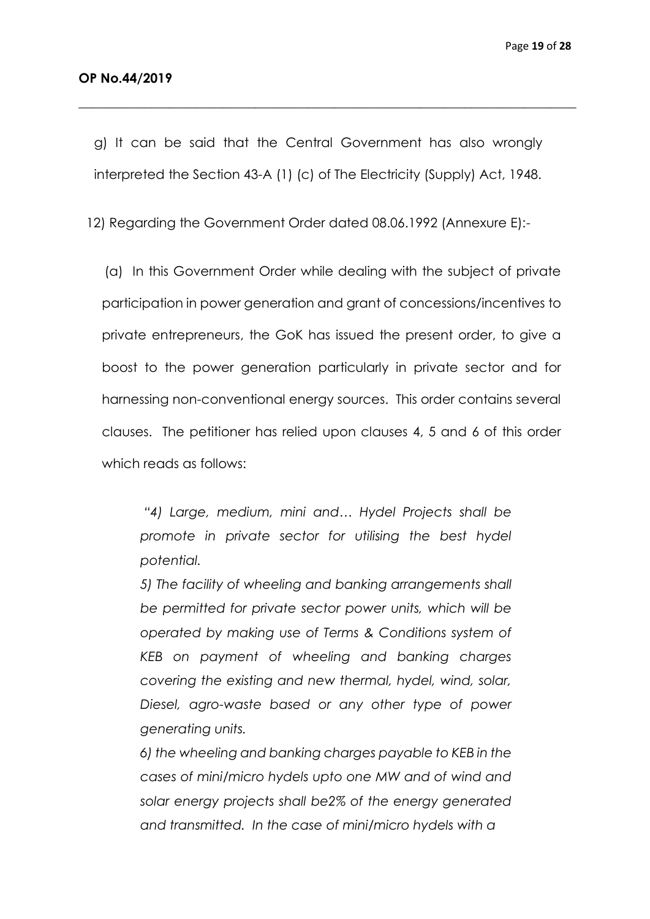g) It can be said that the Central Government has also wrongly interpreted the Section 43-A (1) (c) of The Electricity (Supply) Act, 1948.

12) Regarding the Government Order dated 08.06.1992 (Annexure E):-

(a) In this Government Order while dealing with the subject of private participation in power generation and grant of concessions/incentives to private entrepreneurs, the GoK has issued the present order, to give a boost to the power generation particularly in private sector and for harnessing non-conventional energy sources. This order contains several clauses. The petitioner has relied upon clauses 4, 5 and 6 of this order which reads as follows:

> *"4) Large, medium, mini and… Hydel Projects shall be promote in private sector for utilising the best hydel potential.*
>
> *5) The facility of wheeling and banking arrangements shall be permitted for private sector power units, which will be operated by making use of Terms & Conditions system of KEB on payment of wheeling and banking charges covering the existing and new thermal, hydel, wind, solar, Diesel, agro-waste based or any other type of power generating units.*
>
> *6) the wheeling and banking charges payable to KEB in the cases of mini/micro hydels upto one MW and of wind and solar energy projects shall be2% of the energy generated and transmitted. In the case of mini/micro hydels with a*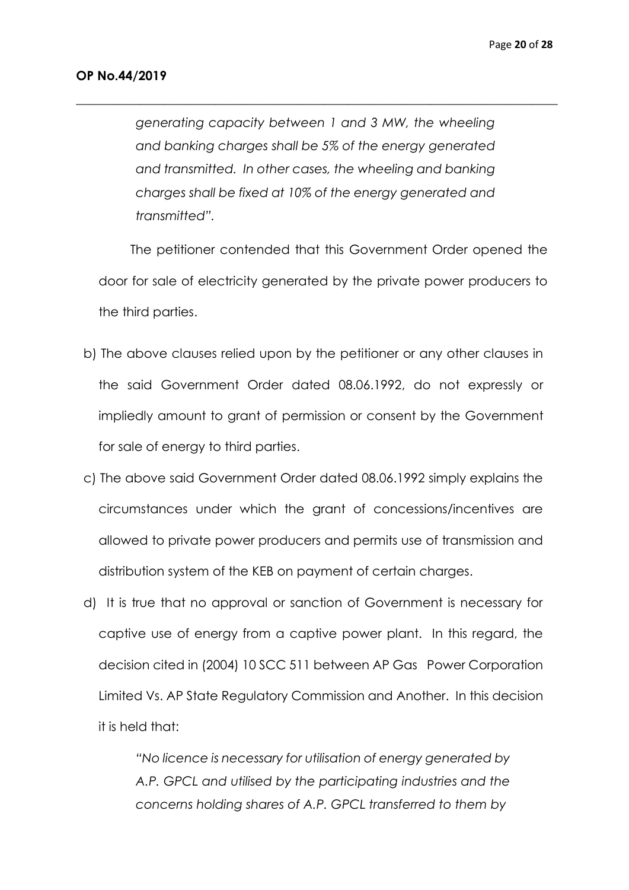*generating capacity between 1 and 3 MW, the wheeling and banking charges shall be 5% of the energy generated and transmitted. In other cases, the wheeling and banking charges shall be fixed at 10% of the energy generated and transmitted".*

The petitioner contended that this Government Order opened the door for sale of electricity generated by the private power producers to the third parties.

b) The above clauses relied upon by the petitioner or any other clauses in the said Government Order dated 08.06.1992, do not expressly or impliedly amount to grant of permission or consent by the Government for sale of energy to third parties.

c) The above said Government Order dated 08.06.1992 simply explains the circumstances under which the grant of concessions/incentives are allowed to private power producers and permits use of transmission and distribution system of the KEB on payment of certain charges.

d) It is true that no approval or sanction of Government is necessary for captive use of energy from a captive power plant. In this regard, the decision cited in (2004) 10 SCC 511 between AP Gas Power Corporation Limited Vs. AP State Regulatory Commission and Another. In this decision it is held that:

> *"No licence is necessary for utilisation of energy generated by A.P. GPCL and utilised by the participating industries and the concerns holding shares of A.P. GPCL transferred to them by*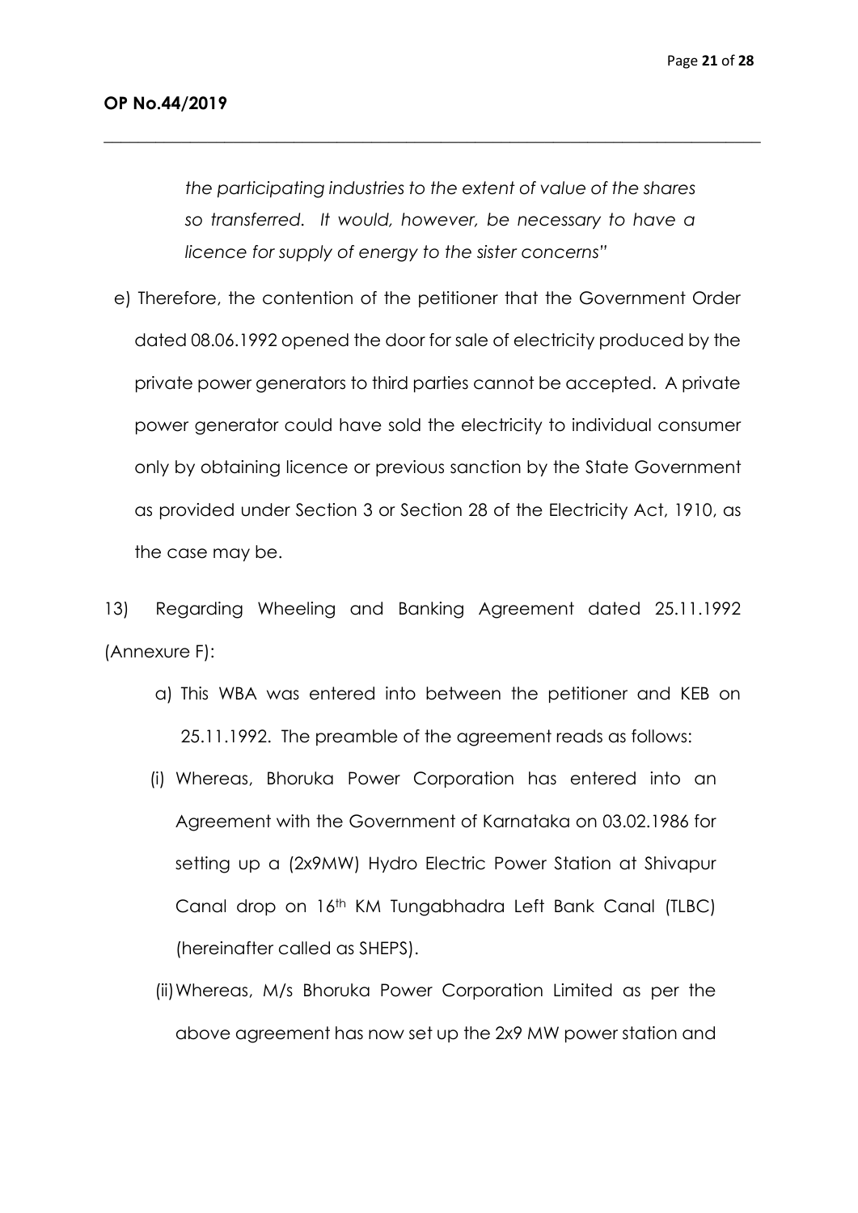*the participating industries to the extent of value of the shares so transferred. It would, however, be necessary to have a licence for supply of energy to the sister concerns"*

e) Therefore, the contention of the petitioner that the Government Order dated 08.06.1992 opened the door for sale of electricity produced by the private power generators to third parties cannot be accepted. A private power generator could have sold the electricity to individual consumer only by obtaining licence or previous sanction by the State Government as provided under Section 3 or Section 28 of the Electricity Act, 1910, as the case may be.

13) Regarding Wheeling and Banking Agreement dated 25.11.1992 (Annexure F):

a) This WBA was entered into between the petitioner and KEB on 25.11.1992. The preamble of the agreement reads as follows:

(i) Whereas, Bhoruka Power Corporation has entered into an Agreement with the Government of Karnataka on 03.02.1986 for setting up a (2x9MW) Hydro Electric Power Station at Shivapur Canal drop on 16th KM Tungabhadra Left Bank Canal (TLBC) (hereinafter called as SHEPS).

(ii) Whereas, M/s Bhoruka Power Corporation Limited as per the above agreement has now set up the 2x9 MW power station and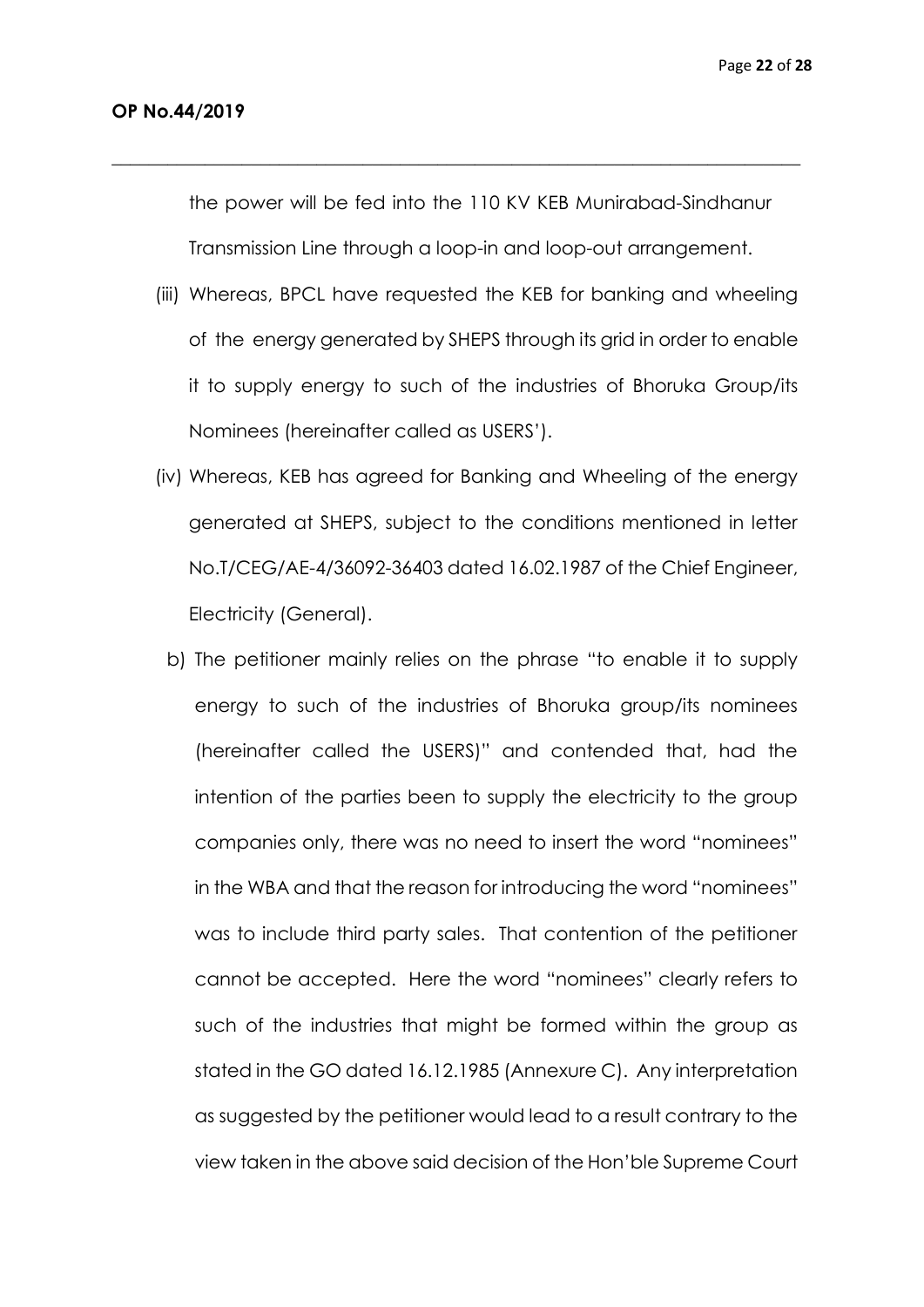the power will be fed into the 110 KV KEB Munirabad-Sindhanur Transmission Line through a loop-in and loop-out arrangement.

(iii) Whereas, BPCL have requested the KEB for banking and wheeling of the energy generated by SHEPS through its grid in order to enable it to supply energy to such of the industries of Bhoruka Group/its Nominees (hereinafter called as USERS').

(iv) Whereas, KEB has agreed for Banking and Wheeling of the energy generated at SHEPS, subject to the conditions mentioned in letter No.T/CEG/AE-4/36092-36403 dated 16.02.1987 of the Chief Engineer, Electricity (General).

b) The petitioner mainly relies on the phrase "to enable it to supply energy to such of the industries of Bhoruka group/its nominees (hereinafter called the USERS)" and contended that, had the intention of the parties been to supply the electricity to the group companies only, there was no need to insert the word "nominees" in the WBA and that the reason for introducing the word "nominees" was to include third party sales. That contention of the petitioner cannot be accepted. Here the word "nominees" clearly refers to such of the industries that might be formed within the group as stated in the GO dated 16.12.1985 (Annexure C). Any interpretation as suggested by the petitioner would lead to a result contrary to the view taken in the above said decision of the Hon'ble Supreme Court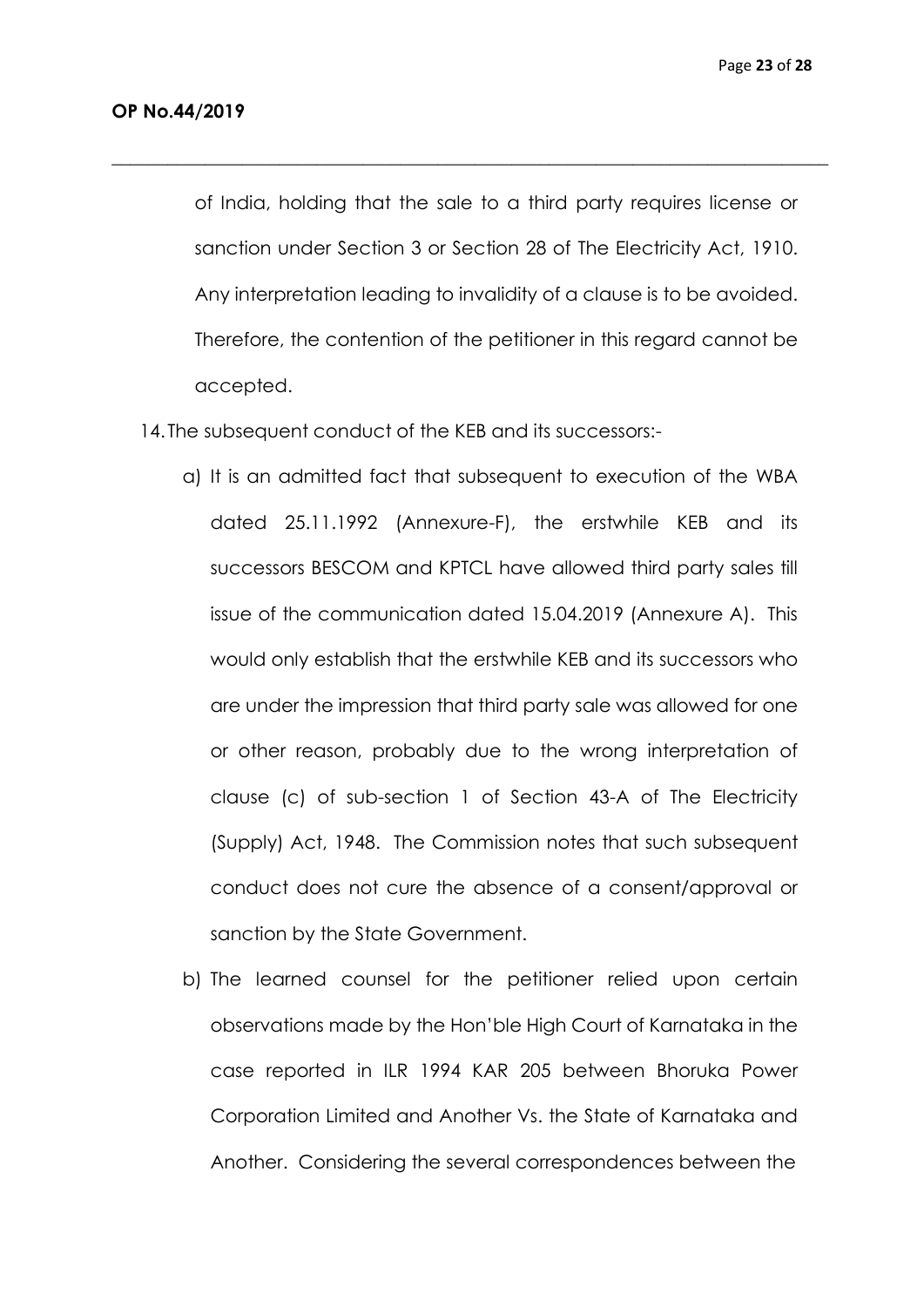of India, holding that the sale to a third party requires license or sanction under Section 3 or Section 28 of The Electricity Act, 1910. Any interpretation leading to invalidity of a clause is to be avoided. Therefore, the contention of the petitioner in this regard cannot be accepted.

14. The subsequent conduct of the KEB and its successors:-

a) It is an admitted fact that subsequent to execution of the WBA dated 25.11.1992 (Annexure-F), the erstwhile KEB and its successors BESCOM and KPTCL have allowed third party sales till issue of the communication dated 15.04.2019 (Annexure A). This would only establish that the erstwhile KEB and its successors who are under the impression that third party sale was allowed for one or other reason, probably due to the wrong interpretation of clause (c) of sub-section 1 of Section 43-A of The Electricity (Supply) Act, 1948. The Commission notes that such subsequent conduct does not cure the absence of a consent/approval or sanction by the State Government.

b) The learned counsel for the petitioner relied upon certain observations made by the Hon'ble High Court of Karnataka in the case reported in ILR 1994 KAR 205 between Bhoruka Power Corporation Limited and Another Vs. the State of Karnataka and Another. Considering the several correspondences between the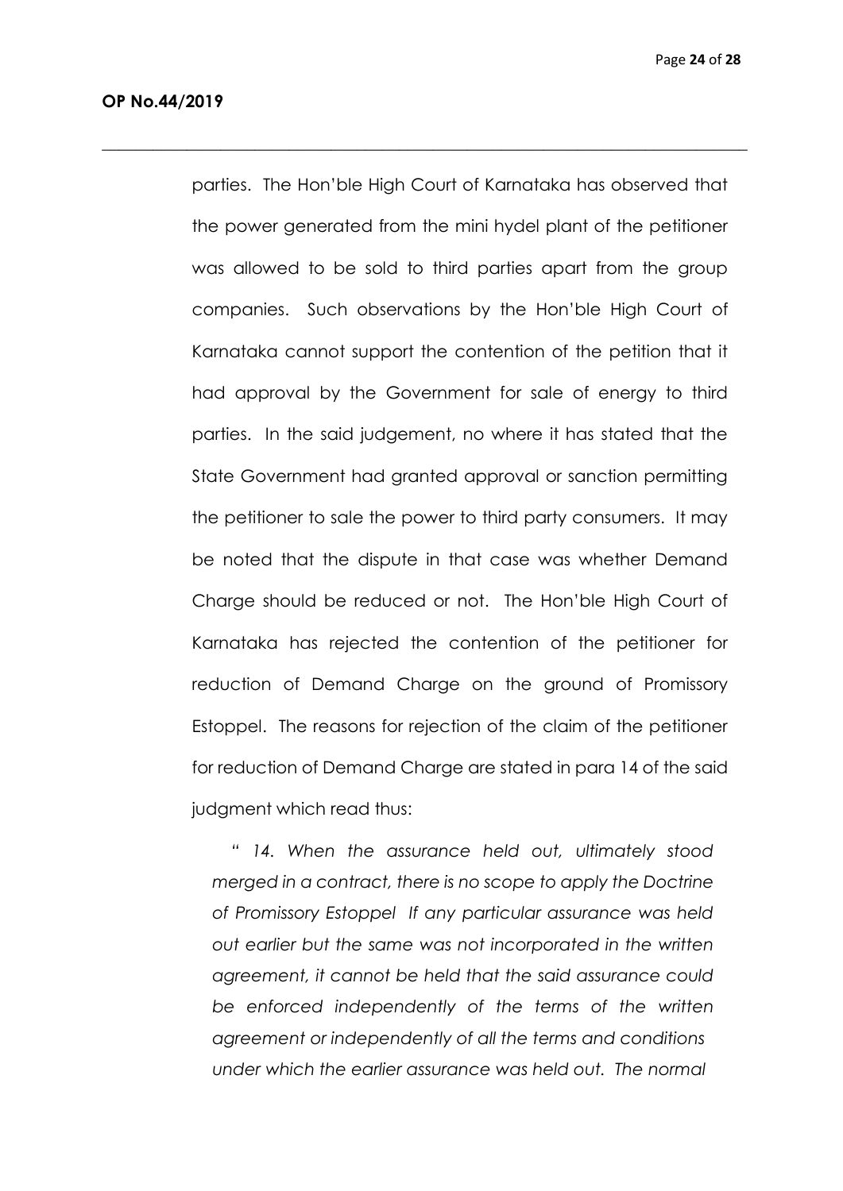parties. The Hon'ble High Court of Karnataka has observed that the power generated from the mini hydel plant of the petitioner was allowed to be sold to third parties apart from the group companies. Such observations by the Hon'ble High Court of Karnataka cannot support the contention of the petition that it had approval by the Government for sale of energy to third parties. In the said judgement, no where it has stated that the State Government had granted approval or sanction permitting the petitioner to sale the power to third party consumers. It may be noted that the dispute in that case was whether Demand Charge should be reduced or not. The Hon'ble High Court of Karnataka has rejected the contention of the petitioner for reduction of Demand Charge on the ground of Promissory Estoppel. The reasons for rejection of the claim of the petitioner for reduction of Demand Charge are stated in para 14 of the said judgment which read thus:

> *" 14. When the assurance held out, ultimately stood merged in a contract, there is no scope to apply the Doctrine of Promissory Estoppel If any particular assurance was held out earlier but the same was not incorporated in the written agreement, it cannot be held that the said assurance could be enforced independently of the terms of the written agreement or independently of all the terms and conditions under which the earlier assurance was held out. The normal*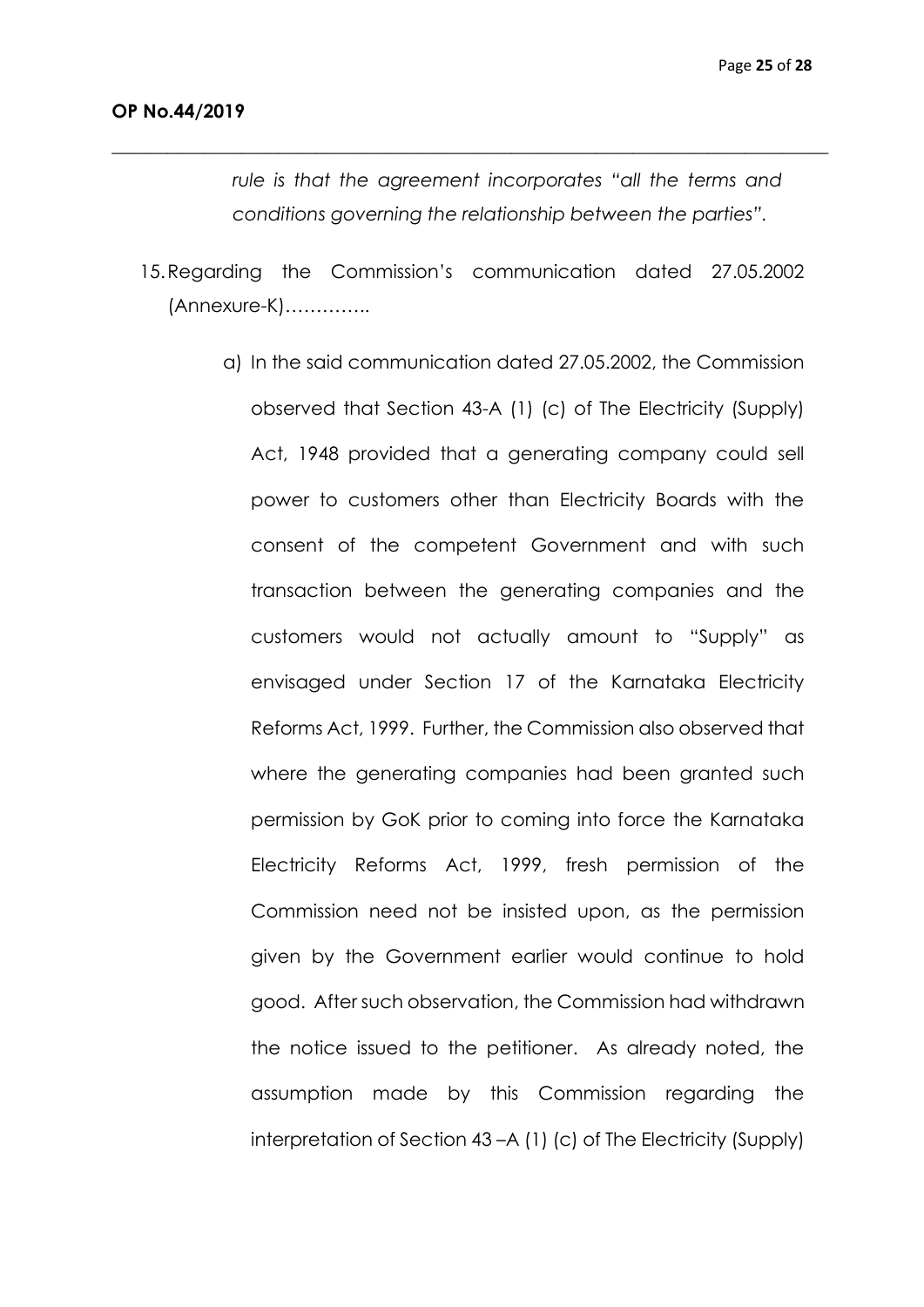*rule is that the agreement incorporates "all the terms and conditions governing the relationship between the parties".*

15. Regarding the Commission's communication dated 27.05.2002 (Annexure-K)…………..

    a) In the said communication dated 27.05.2002, the Commission observed that Section 43-A (1) (c) of The Electricity (Supply) Act, 1948 provided that a generating company could sell power to customers other than Electricity Boards with the consent of the competent Government and with such transaction between the generating companies and the customers would not actually amount to "Supply" as envisaged under Section 17 of the Karnataka Electricity Reforms Act, 1999. Further, the Commission also observed that where the generating companies had been granted such permission by GoK prior to coming into force the Karnataka Electricity Reforms Act, 1999, fresh permission of the Commission need not be insisted upon, as the permission given by the Government earlier would continue to hold good. After such observation, the Commission had withdrawn the notice issued to the petitioner. As already noted, the assumption made by this Commission regarding the interpretation of Section 43 –A (1) (c) of The Electricity (Supply)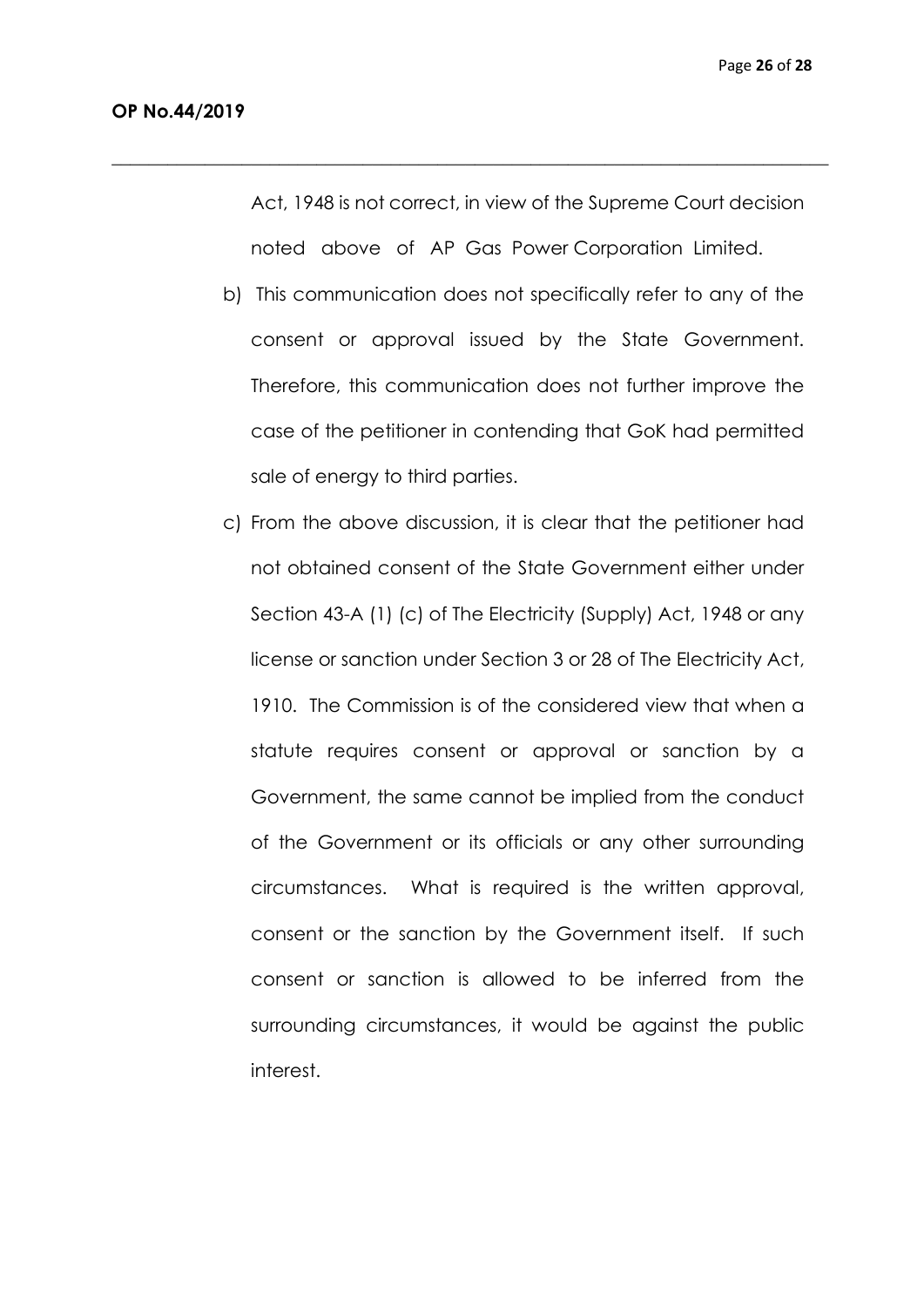Act, 1948 is not correct, in view of the Supreme Court decision noted above of AP Gas Power Corporation Limited.

b) This communication does not specifically refer to any of the consent or approval issued by the State Government. Therefore, this communication does not further improve the case of the petitioner in contending that GoK had permitted sale of energy to third parties.

c) From the above discussion, it is clear that the petitioner had not obtained consent of the State Government either under Section 43-A (1) (c) of The Electricity (Supply) Act, 1948 or any license or sanction under Section 3 or 28 of The Electricity Act, 1910. The Commission is of the considered view that when a statute requires consent or approval or sanction by a Government, the same cannot be implied from the conduct of the Government or its officials or any other surrounding circumstances. What is required is the written approval, consent or the sanction by the Government itself. If such consent or sanction is allowed to be inferred from the surrounding circumstances, it would be against the public interest.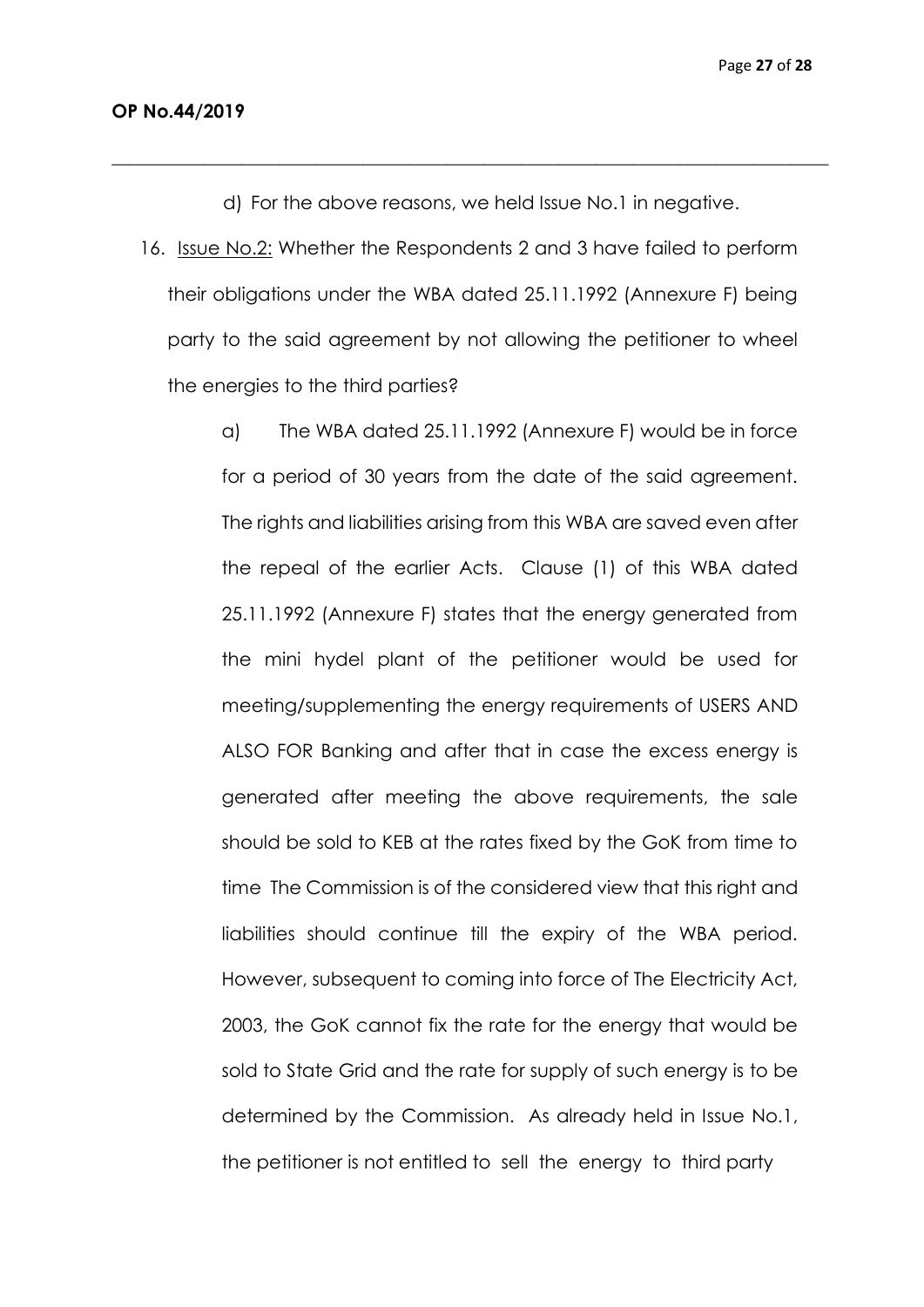d) For the above reasons, we held Issue No.1 in negative.

16. Issue No.2: Whether the Respondents 2 and 3 have failed to perform their obligations under the WBA dated 25.11.1992 (Annexure F) being party to the said agreement by not allowing the petitioner to wheel the energies to the third parties?

    a) The WBA dated 25.11.1992 (Annexure F) would be in force for a period of 30 years from the date of the said agreement. The rights and liabilities arising from this WBA are saved even after the repeal of the earlier Acts. Clause (1) of this WBA dated 25.11.1992 (Annexure F) states that the energy generated from the mini hydel plant of the petitioner would be used for meeting/supplementing the energy requirements of USERS AND ALSO FOR Banking and after that in case the excess energy is generated after meeting the above requirements, the sale should be sold to KEB at the rates fixed by the GoK from time to time The Commission is of the considered view that this right and liabilities should continue till the expiry of the WBA period. However, subsequent to coming into force of The Electricity Act, 2003, the GoK cannot fix the rate for the energy that would be sold to State Grid and the rate for supply of such energy is to be determined by the Commission. As already held in Issue No.1, the petitioner is not entitled to sell the energy to third party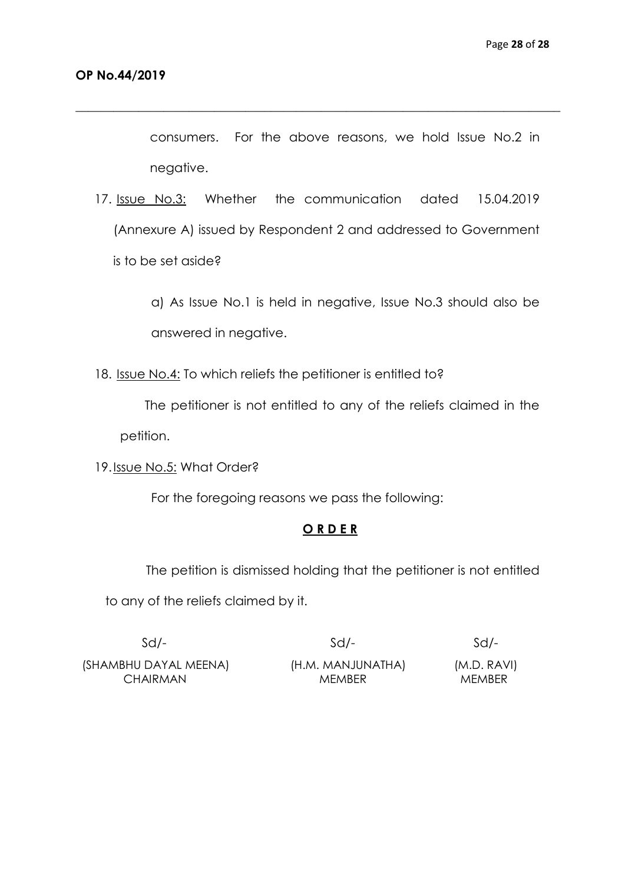consumers. For the above reasons, we hold Issue No.2 in negative.

17. Issue No.3: Whether the communication dated 15.04.2019 (Annexure A) issued by Respondent 2 and addressed to Government is to be set aside?

    a) As Issue No.1 is held in negative, Issue No.3 should also be answered in negative.

18. Issue No.4: To which reliefs the petitioner is entitled to?

    The petitioner is not entitled to any of the reliefs claimed in the petition.

19. Issue No.5: What Order?

    For the foregoing reasons we pass the following:

**O R D E R**

The petition is dismissed holding that the petitioner is not entitled to any of the reliefs claimed by it.

| Sd/- | Sd/- | Sd/- |
|---|---|---|
| (SHAMBHU DAYAL MEENA) CHAIRMAN | (H.M. MANJUNATHA) MEMBER | (M.D. RAVI) MEMBER |